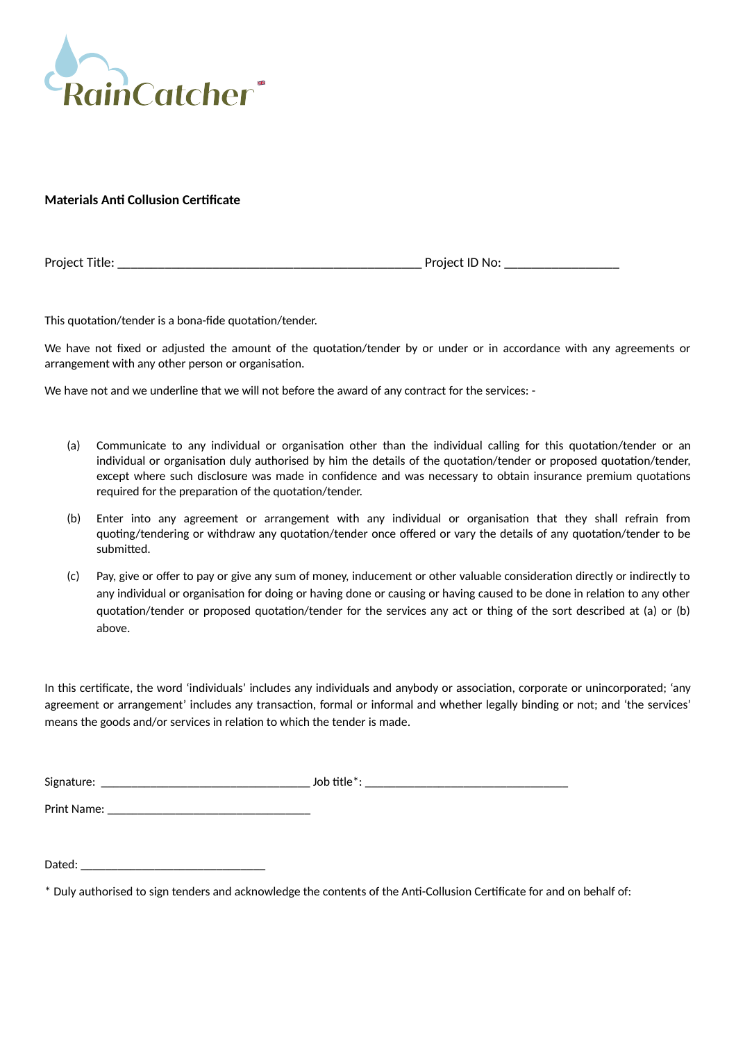RainCatcher

**Materials Anti Collusion Certificate**

Project Title: ______________________________________________ Project ID No: _________________

This quotation/tender is a bona-fide quotation/tender.

We have not fixed or adjusted the amount of the quotation/tender by or under or in accordance with any agreements or arrangement with any other person or organisation.

We have not and we underline that we will not before the award of any contract for the services: -

(a) Communicate to any individual or organisation other than the individual calling for this quotation/tender or an individual or organisation duly authorised by him the details of the quotation/tender or proposed quotation/tender, except where such disclosure was made in confidence and was necessary to obtain insurance premium quotations required for the preparation of the quotation/tender.

(b) Enter into any agreement or arrangement with any individual or organisation that they shall refrain from quoting/tendering or withdraw any quotation/tender once offered or vary the details of any quotation/tender to be submitted.

(c) Pay, give or offer to pay or give any sum of money, inducement or other valuable consideration directly or indirectly to any individual or organisation for doing or having done or causing or having caused to be done in relation to any other quotation/tender or proposed quotation/tender for the services any act or thing of the sort described at (a) or (b) above.

In this certificate, the word 'individuals' includes any individuals and anybody or association, corporate or unincorporated; 'any agreement or arrangement' includes any transaction, formal or informal and whether legally binding or not; and 'the services' means the goods and/or services in relation to which the tender is made.

Signature: ___________________________________ Job title*: __________________________________

Print Name: __________________________________

Dated: ______________________________

* Duly authorised to sign tenders and acknowledge the contents of the Anti-Collusion Certificate for and on behalf of: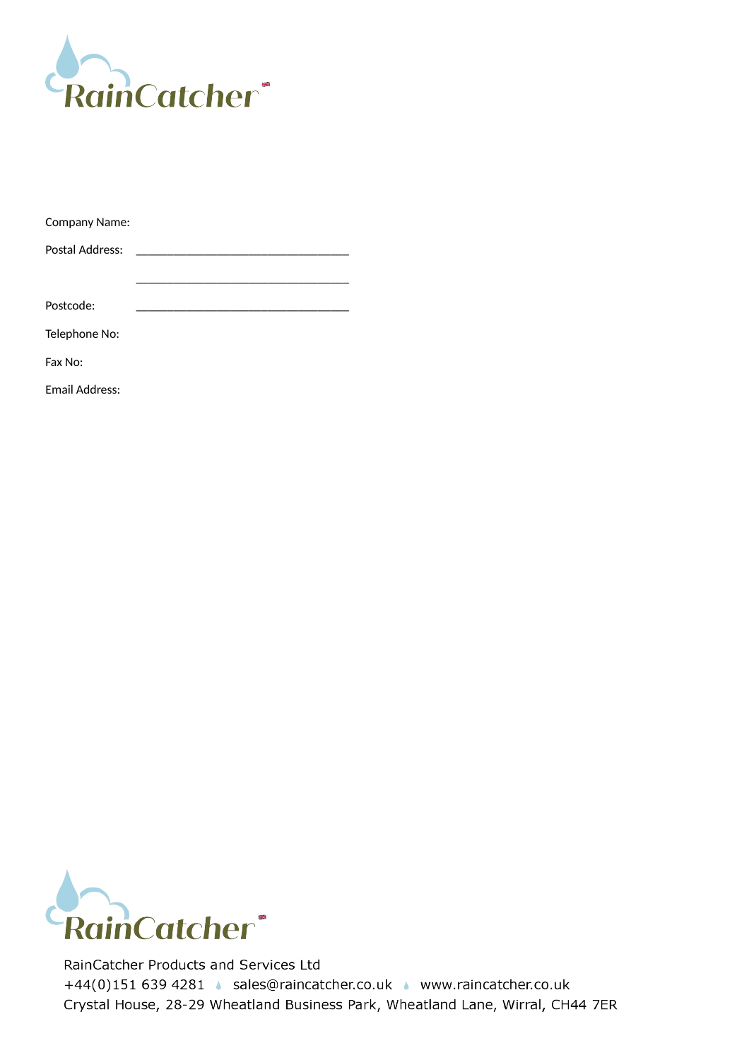RainCatcher

Company Name:

Postal Address: ___________________________________

___________________________________

Postcode: ___________________________________

Telephone No:

Fax No:

Email Address:

RainCatcher

RainCatcher Products and Services Ltd

+44(0)151 639 4281 sales@raincatcher.co.uk www.raincatcher.co.uk

Crystal House, 28-29 Wheatland Business Park, Wheatland Lane, Wirral, CH44 7ER